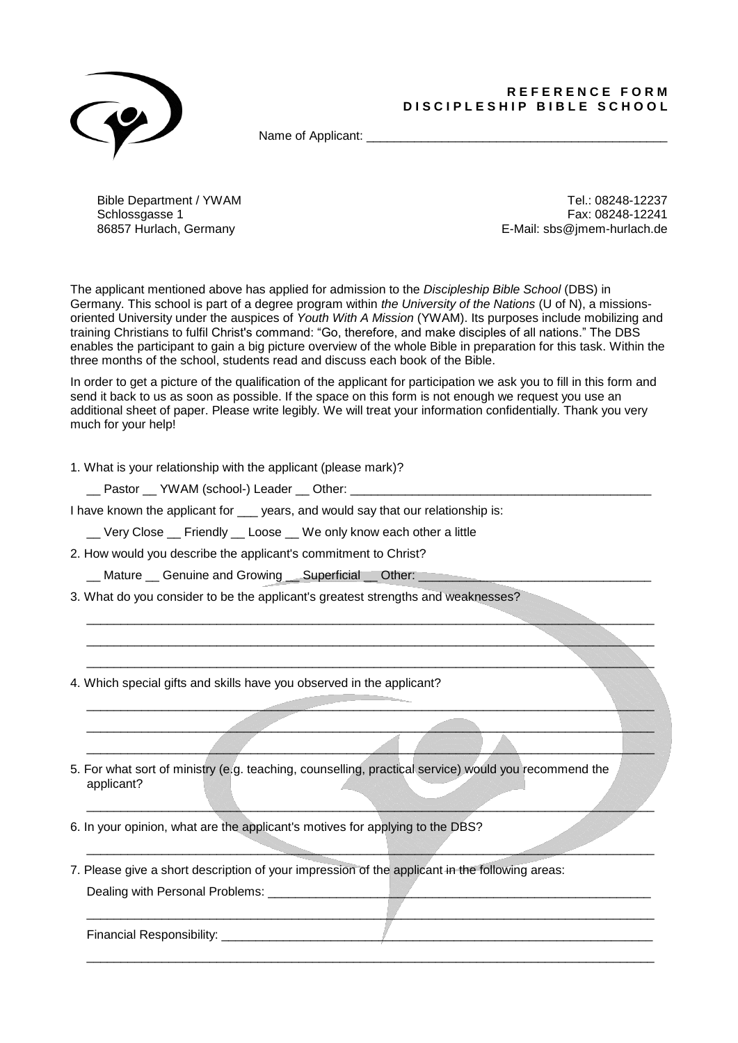# REFERENCE FORM
# DISCIPLESHIP BIBLE SCHOOL

Name of Applicant: ____________________________________________

Bible Department / YWAM
Schlossgasse 1
86857 Hurlach, Germany

Tel.: 08248-12237
Fax: 08248-12241
E-Mail: sbs@jmem-hurlach.de

The applicant mentioned above has applied for admission to the *Discipleship Bible School* (DBS) in Germany. This school is part of a degree program within *the University of the Nations* (U of N), a missions-oriented University under the auspices of *Youth With A Mission* (YWAM). Its purposes include mobilizing and training Christians to fulfil Christ's command: "Go, therefore, and make disciples of all nations." The DBS enables the participant to gain a big picture overview of the whole Bible in preparation for this task. Within the three months of the school, students read and discuss each book of the Bible.

In order to get a picture of the qualification of the applicant for participation we ask you to fill in this form and send it back to us as soon as possible. If the space on this form is not enough we request you use an additional sheet of paper. Please write legibly. We will treat your information confidentially. Thank you very much for your help!

1. What is your relationship with the applicant (please mark)?

   __ Pastor __ YWAM (school-) Leader __ Other: ____________________________________________

I have known the applicant for ___ years, and would say that our relationship is:

   __ Very Close __ Friendly __ Loose __ We only know each other a little

2. How would you describe the applicant's commitment to Christ?

   __ Mature __ Genuine and Growing __ Superficial __ Other: ________________________________

3. What do you consider to be the applicant's greatest strengths and weaknesses?

   ____________________________________________________________________________________

   ____________________________________________________________________________________

   ____________________________________________________________________________________

4. Which special gifts and skills have you observed in the applicant?

   ____________________________________________________________________________________

   ____________________________________________________________________________________

   ____________________________________________________________________________________

5. For what sort of ministry (e.g. teaching, counselling, practical service) would you recommend the applicant?

   ____________________________________________________________________________________

6. In your opinion, what are the applicant's motives for applying to the DBS?

   ____________________________________________________________________________________

7. Please give a short description of your impression of the applicant in the following areas:

   Dealing with Personal Problems: ___________________________________________________________

   ____________________________________________________________________________________

   Financial Responsibility: ________________________________________________________________

   ____________________________________________________________________________________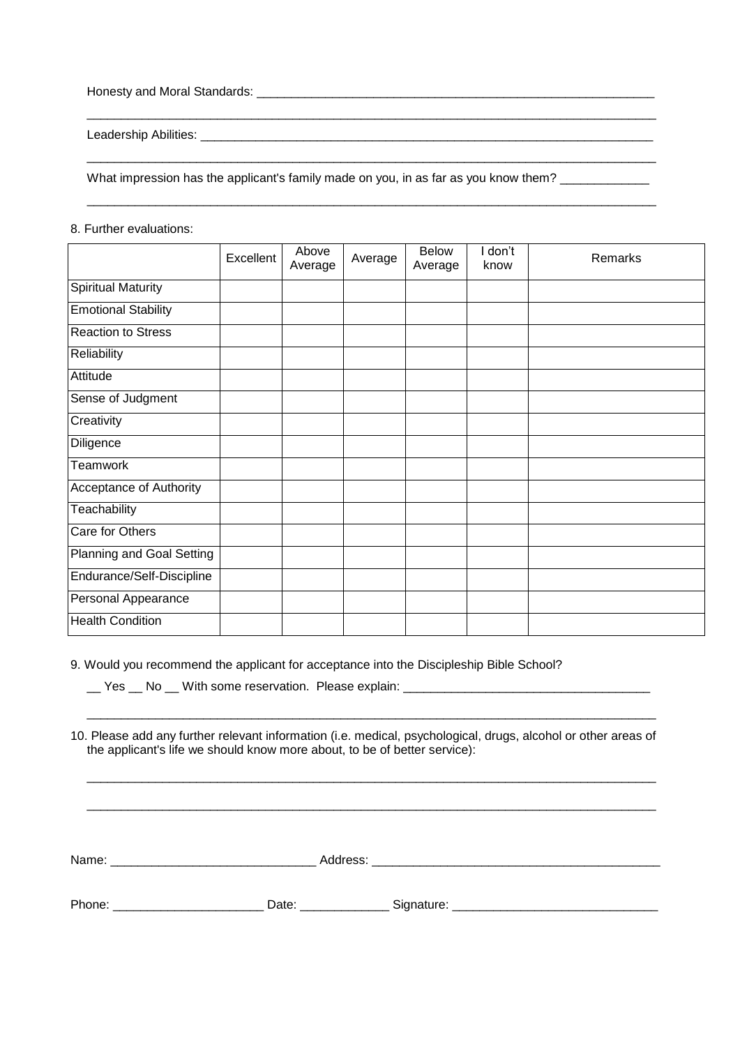Honesty and Moral Standards: ____________________________________________________________

_____________________________________________________________________________________

Leadership Abilities: ______________________________________________________________________

_____________________________________________________________________________________

What impression has the applicant's family made on you, in as far as you know them? _____________

_____________________________________________________________________________________

8. Further evaluations:

| | Excellent | Above Average | Average | Below Average | I don't know | Remarks |
|---|---|---|---|---|---|---|
| Spiritual Maturity | | | | | | |
| Emotional Stability | | | | | | |
| Reaction to Stress | | | | | | |
| Reliability | | | | | | |
| Attitude | | | | | | |
| Sense of Judgment | | | | | | |
| Creativity | | | | | | |
| Diligence | | | | | | |
| Teamwork | | | | | | |
| Acceptance of Authority | | | | | | |
| Teachability | | | | | | |
| Care for Others | | | | | | |
| Planning and Goal Setting | | | | | | |
| Endurance/Self-Discipline | | | | | | |
| Personal Appearance | | | | | | |
| Health Condition | | | | | | |

9. Would you recommend the applicant for acceptance into the Discipleship Bible School?

__ Yes __ No __ With some reservation. Please explain: ___________________________________

_____________________________________________________________________________________

10. Please add any further relevant information (i.e. medical, psychological, drugs, alcohol or other areas of the applicant's life we should know more about, to be of better service):

_____________________________________________________________________________________

_____________________________________________________________________________________

Name: ______________________________ Address: ___________________________________________

Phone: ______________________ Date: _____________ Signature: ______________________________